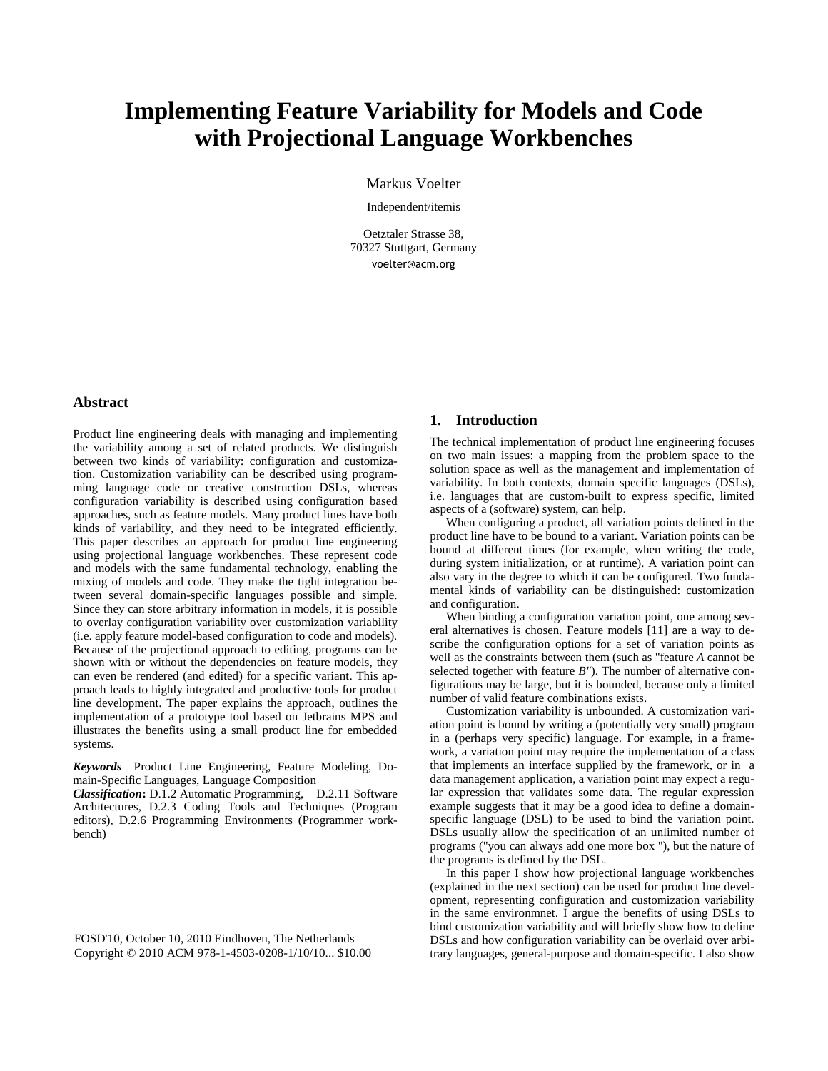# Implementing Feature Variability for Models and Code with Projectional Language Workbenches

Markus Voelter

Independent/itemis

Oetztaler Strasse 38,
70327 Stuttgart, Germany
voelter@acm.org

## Abstract

Product line engineering deals with managing and implementing the variability among a set of related products. We distinguish between two kinds of variability: configuration and customization. Customization variability can be described using programming language code or creative construction DSLs, whereas configuration variability is described using configuration based approaches, such as feature models. Many product lines have both kinds of variability, and they need to be integrated efficiently. This paper describes an approach for product line engineering using projectional language workbenches. These represent code and models with the same fundamental technology, enabling the mixing of models and code. They make the tight integration between several domain-specific languages possible and simple. Since they can store arbitrary information in models, it is possible to overlay configuration variability over customization variability (i.e. apply feature model-based configuration to code and models). Because of the projectional approach to editing, programs can be shown with or without the dependencies on feature models, they can even be rendered (and edited) for a specific variant. This approach leads to highly integrated and productive tools for product line development. The paper explains the approach, outlines the implementation of a prototype tool based on Jetbrains MPS and illustrates the benefits using a small product line for embedded systems.

***Keywords*** Product Line Engineering, Feature Modeling, Domain-Specific Languages, Language Composition

***Classification*:** D.1.2 Automatic Programming, D.2.11 Software Architectures, D.2.3 Coding Tools and Techniques (Program editors), D.2.6 Programming Environments (Programmer workbench)

FOSD'10, October 10, 2010 Eindhoven, The Netherlands
Copyright © 2010 ACM 978-1-4503-0208-1/10/10... $10.00

## 1. Introduction

The technical implementation of product line engineering focuses on two main issues: a mapping from the problem space to the solution space as well as the management and implementation of variability. In both contexts, domain specific languages (DSLs), i.e. languages that are custom-built to express specific, limited aspects of a (software) system, can help.

When configuring a product, all variation points defined in the product line have to be bound to a variant. Variation points can be bound at different times (for example, when writing the code, during system initialization, or at runtime). A variation point can also vary in the degree to which it can be configured. Two fundamental kinds of variability can be distinguished: customization and configuration.

When binding a configuration variation point, one among several alternatives is chosen. Feature models [11] are a way to describe the configuration options for a set of variation points as well as the constraints between them (such as "feature *A* cannot be selected together with feature *B*"). The number of alternative configurations may be large, but it is bounded, because only a limited number of valid feature combinations exists.

Customization variability is unbounded. A customization variation point is bound by writing a (potentially very small) program in a (perhaps very specific) language. For example, in a framework, a variation point may require the implementation of a class that implements an interface supplied by the framework, or in a data management application, a variation point may expect a regular expression that validates some data. The regular expression example suggests that it may be a good idea to define a domain-specific language (DSL) to be used to bind the variation point. DSLs usually allow the specification of an unlimited number of programs ("you can always add one more box "), but the nature of the programs is defined by the DSL.

In this paper I show how projectional language workbenches (explained in the next section) can be used for product line development, representing configuration and customization variability in the same environmnet. I argue the benefits of using DSLs to bind customization variability and will briefly show how to define DSLs and how configuration variability can be overlaid over arbitrary languages, general-purpose and domain-specific. I also show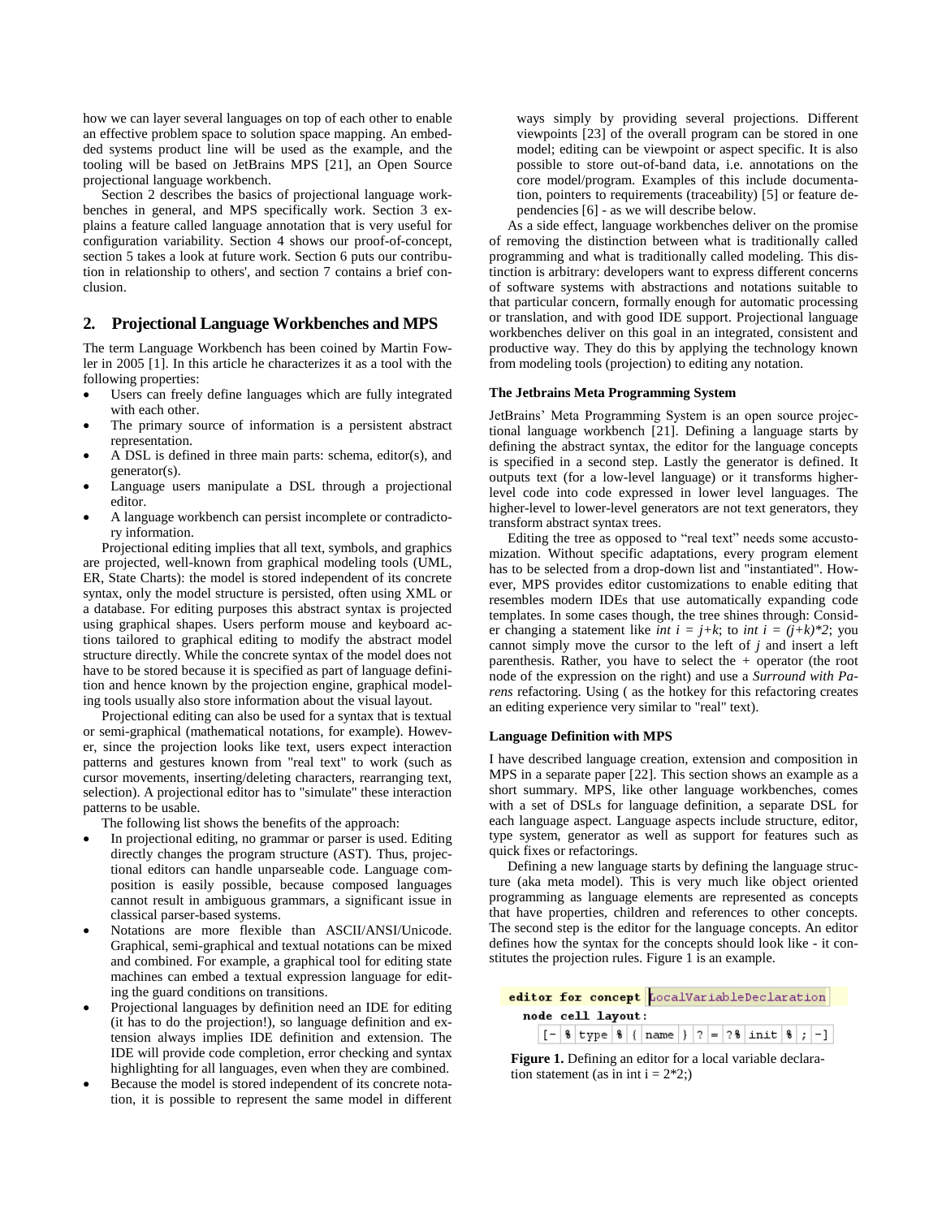how we can layer several languages on top of each other to enable an effective problem space to solution space mapping. An embedded systems product line will be used as the example, and the tooling will be based on JetBrains MPS [21], an Open Source projectional language workbench.

Section 2 describes the basics of projectional language workbenches in general, and MPS specifically work. Section 3 explains a feature called language annotation that is very useful for configuration variability. Section 4 shows our proof-of-concept, section 5 takes a look at future work. Section 6 puts our contribution in relationship to others', and section 7 contains a brief conclusion.

## 2. Projectional Language Workbenches and MPS

The term Language Workbench has been coined by Martin Fowler in 2005 [1]. In this article he characterizes it as a tool with the following properties:

- Users can freely define languages which are fully integrated with each other.
- The primary source of information is a persistent abstract representation.
- A DSL is defined in three main parts: schema, editor(s), and generator(s).
- Language users manipulate a DSL through a projectional editor.
- A language workbench can persist incomplete or contradictory information.

Projectional editing implies that all text, symbols, and graphics are projected, well-known from graphical modeling tools (UML, ER, State Charts): the model is stored independent of its concrete syntax, only the model structure is persisted, often using XML or a database. For editing purposes this abstract syntax is projected using graphical shapes. Users perform mouse and keyboard actions tailored to graphical editing to modify the abstract model structure directly. While the concrete syntax of the model does not have to be stored because it is specified as part of language definition and hence known by the projection engine, graphical modeling tools usually also store information about the visual layout.

Projectional editing can also be used for a syntax that is textual or semi-graphical (mathematical notations, for example). However, since the projection looks like text, users expect interaction patterns and gestures known from "real text" to work (such as cursor movements, inserting/deleting characters, rearranging text, selection). A projectional editor has to "simulate" these interaction patterns to be usable.

The following list shows the benefits of the approach:

- In projectional editing, no grammar or parser is used. Editing directly changes the program structure (AST). Thus, projectional editors can handle unparseable code. Language composition is easily possible, because composed languages cannot result in ambiguous grammars, a significant issue in classical parser-based systems.
- Notations are more flexible than ASCII/ANSI/Unicode. Graphical, semi-graphical and textual notations can be mixed and combined. For example, a graphical tool for editing state machines can embed a textual expression language for editing the guard conditions on transitions.
- Projectional languages by definition need an IDE for editing (it has to do the projection!), so language definition and extension always implies IDE definition and extension. The IDE will provide code completion, error checking and syntax highlighting for all languages, even when they are combined.
- Because the model is stored independent of its concrete notation, it is possible to represent the same model in different ways simply by providing several projections. Different viewpoints [23] of the overall program can be stored in one model; editing can be viewpoint or aspect specific. It is also possible to store out-of-band data, i.e. annotations on the core model/program. Examples of this include documentation, pointers to requirements (traceability) [5] or feature dependencies [6] - as we will describe below.

As a side effect, language workbenches deliver on the promise of removing the distinction between what is traditionally called programming and what is traditionally called modeling. This distinction is arbitrary: developers want to express different concerns of software systems with abstractions and notations suitable to that particular concern, formally enough for automatic processing or translation, and with good IDE support. Projectional language workbenches deliver on this goal in an integrated, consistent and productive way. They do this by applying the technology known from modeling tools (projection) to editing any notation.

### The Jetbrains Meta Programming System

JetBrains' Meta Programming System is an open source projectional language workbench [21]. Defining a language starts by defining the abstract syntax, the editor for the language concepts is specified in a second step. Lastly the generator is defined. It outputs text (for a low-level language) or it transforms higher-level code into code expressed in lower level languages. The higher-level to lower-level generators are not text generators, they transform abstract syntax trees.

Editing the tree as opposed to "real text" needs some accustomization. Without specific adaptations, every program element has to be selected from a drop-down list and "instantiated". However, MPS provides editor customizations to enable editing that resembles modern IDEs that use automatically expanding code templates. In some cases though, the tree shines through: Consider changing a statement like *int i = j+k*; to *int i = (j+k)*2*; you cannot simply move the cursor to the left of *j* and insert a left parenthesis. Rather, you have to select the + operator (the root node of the expression on the right) and use a *Surround with Parens* refactoring. Using ( as the hotkey for this refactoring creates an editing experience very similar to "real" text).

### Language Definition with MPS

I have described language creation, extension and composition in MPS in a separate paper [22]. This section shows an example as a short summary. MPS, like other language workbenches, comes with a set of DSLs for language definition, a separate DSL for each language aspect. Language aspects include structure, editor, type system, generator as well as support for features such as quick fixes or refactorings.

Defining a new language starts by defining the language structure (aka meta model). This is very much like object oriented programming as language elements are represented as concepts that have properties, children and references to other concepts. The second step is the editor for the language concepts. An editor defines how the syntax for the concepts should look like - it constitutes the projection rules. Figure 1 is an example.

```
editor for concept LocalVariableDeclaration
  node cell layout:
    [- % type % { name } ? = ?% init % ; -]
```

**Figure 1.** Defining an editor for a local variable declaration statement (as in int i = 2*2;)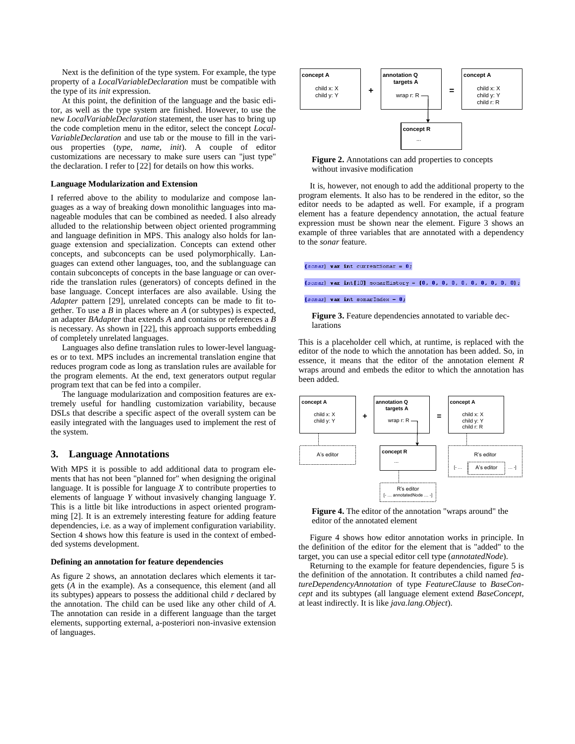Next is the definition of the type system. For example, the type property of a *LocalVariableDeclaration* must be compatible with the type of its *init* expression.

At this point, the definition of the language and the basic editor, as well as the type system are finished. However, to use the new *LocalVariableDeclaration* statement, the user has to bring up the code completion menu in the editor, select the concept *LocalVariableDeclaration* and use tab or the mouse to fill in the various properties (*type*, *name*, *init*). A couple of editor customizations are necessary to make sure users can "just type" the declaration. I refer to [22] for details on how this works.

### Language Modularization and Extension

I referred above to the ability to modularize and compose languages as a way of breaking down monolithic languages into manageable modules that can be combined as needed. I also already alluded to the relationship between object oriented programming and language definition in MPS. This analogy also holds for language extension and specialization. Concepts can extend other concepts, and subconcepts can be used polymorphically. Languages can extend other languages, too, and the sublanguage can contain subconcepts of concepts in the base language or can override the translation rules (generators) of concepts defined in the base language. Concept interfaces are also available. Using the *Adapter* pattern [29], unrelated concepts can be made to fit together. To use a *B* in places where an *A* (or subtypes) is expected, an adapter *BAdapter* that extends *A* and contains or references a *B* is necessary. As shown in [22], this approach supports embedding of completely unrelated languages.

Languages also define translation rules to lower-level languages or to text. MPS includes an incremental translation engine that reduces program code as long as translation rules are available for the program elements. At the end, text generators output regular program text that can be fed into a compiler.

The language modularization and composition features are extremely useful for handling customization variability, because DSLs that describe a specific aspect of the overall system can be easily integrated with the languages used to implement the rest of the system.

## 3. Language Annotations

With MPS it is possible to add additional data to program elements that has not been "planned for" when designing the original language. It is possible for language *X* to contribute properties to elements of language *Y* without invasively changing language *Y*. This is a little bit like introductions in aspect oriented programming [2]. It is an extremely interesting feature for adding feature dependencies, i.e. as a way of implement configuration variability. Section 4 shows how this feature is used in the context of embedded systems development.

### Defining an annotation for feature dependencies

As figure 2 shows, an annotation declares which elements it targets (*A* in the example). As a consequence, this element (and all its subtypes) appears to possess the additional child *r* declared by the annotation. The child can be used like any other child of *A*. The annotation can reside in a different language than the target elements, supporting external, a-posteriori non-invasive extension of languages.

**Figure 2.** Annotations can add properties to concepts without invasive modification

It is, however, not enough to add the additional property to the program elements. It also has to be rendered in the editor, so the editor needs to be adapted as well. For example, if a program element has a feature dependency annotation, the actual feature expression must be shown near the element. Figure 3 shows an example of three variables that are annotated with a dependency to the *sonar* feature.

```
{sonar} var int currentSonar = 0;
{sonar} var int[10] sonarHistory = {0, 0, 0, 0, 0, 0, 0, 0, 0, 0};
{sonar} var int sonarIndex = 0;
```

**Figure 3.** Feature dependencies annotated to variable declarations

This is a placeholder cell which, at runtime, is replaced with the editor of the node to which the annotation has been added. So, in essence, it means that the editor of the annotation element *R* wraps around and embeds the editor to which the annotation has been added.

**Figure 4.** The editor of the annotation "wraps around" the editor of the annotated element

Figure 4 shows how editor annotation works in principle. In the definition of the editor for the element that is "added" to the target, you can use a special editor cell type (*annotatedNode*).

Returning to the example for feature dependencies, figure 5 is the definition of the annotation. It contributes a child named *featureDependencyAnnotation* of type *FeatureClause* to *BaseConcept* and its subtypes (all language element extend *BaseConcept*, at least indirectly. It is like *java.lang.Object*).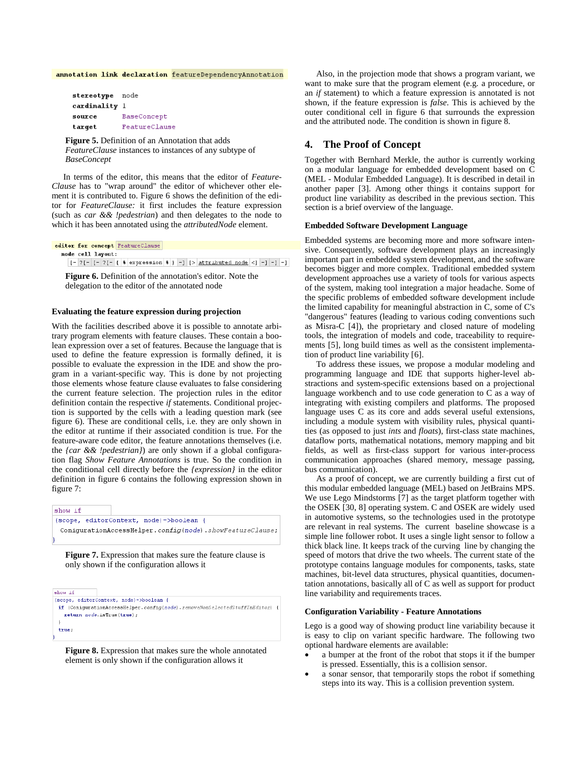```
annotation link declaration featureDependencyAnnotation

    stereotype   node
    cardinality  1
    source       BaseConcept
    target       FeatureClause
```

**Figure 5.** Definition of an Annotation that adds *FeatureClause* instances to instances of any subtype of *BaseConcept*

In terms of the editor, this means that the editor of *FeatureClause* has to "wrap around" the editor of whichever other element it is contributed to. Figure 6 shows the definition of the editor for *FeatureClause:* it first includes the feature expression (such as *car && !pedestrian*) and then delegates to the node to which it has been annotated using the *attributedNode* element.

```
editor for concept FeatureClause
  node cell layout:
    [- ?[- [- ?[- { % expression % } -] [> attributed node <] -] -] -]
```

**Figure 6.** Definition of the annotation's editor. Note the delegation to the editor of the annotated node

### Evaluating the feature expression during projection

With the facilities described above it is possible to annotate arbitrary program elements with feature clauses. These contain a boolean expression over a set of features. Because the language that is used to define the feature expression is formally defined, it is possible to evaluate the expression in the IDE and show the program in a variant-specific way. This is done by not projecting those elements whose feature clause evaluates to false considering the current feature selection. The projection rules in the editor definition contain the respective *if* statements. Conditional projection is supported by the cells with a leading question mark (see figure 6). These are conditional cells, i.e. they are only shown in the editor at runtime if their associated condition is true. For the feature-aware code editor, the feature annotations themselves (i.e. the *{car && !pedestrian}*) are only shown if a global configuration flag *Show Feature Annotations* is true. So the condition in the conditional cell directly before the *{expression}* in the editor definition in figure 6 contains the following expression shown in figure 7:

```
show if
(scope, editorContext, node)->boolean {
  ConigurationAccessHelper.config(node).showFeatureClause;
}
```

**Figure 7.** Expression that makes sure the feature clause is only shown if the configuration allows it

```
show if
(scope, editorContext, node)->boolean {
  if (ConigurationAccessHelper.config(node).removeNonSelectedStuffInEditor) {
    return node.isTrue(true);
  }
  true;
}
```

**Figure 8.** Expression that makes sure the whole annotated element is only shown if the configuration allows it

Also, in the projection mode that shows a program variant, we want to make sure that the program element (e.g. a procedure, or an *if* statement) to which a feature expression is annotated is not shown, if the feature expression is *false*. This is achieved by the outer conditional cell in figure 6 that surrounds the expression and the attributed node. The condition is shown in figure 8.

## 4. The Proof of Concept

Together with Bernhard Merkle, the author is currently working on a modular language for embedded development based on C (MEL - Modular Embedded Language). It is described in detail in another paper [3]. Among other things it contains support for product line variability as described in the previous section. This section is a brief overview of the language.

### Embedded Software Development Language

Embedded systems are becoming more and more software intensive. Consequently, software development plays an increasingly important part in embedded system development, and the software becomes bigger and more complex. Traditional embedded system development approaches use a variety of tools for various aspects of the system, making tool integration a major headache. Some of the specific problems of embedded software development include the limited capability for meaningful abstraction in C, some of C's "dangerous" features (leading to various coding conventions such as Misra-C [4]), the proprietary and closed nature of modeling tools, the integration of models and code, traceability to requirements [5], long build times as well as the consistent implementation of product line variability [6].

To address these issues, we propose a modular modeling and programming language and IDE that supports higher-level abstractions and system-specific extensions based on a projectional language workbench and to use code generation to C as a way of integrating with existing compilers and platforms. The proposed language uses C as its core and adds several useful extensions, including a module system with visibility rules, physical quantities (as opposed to just *ints* and *floats*), first-class state machines, dataflow ports, mathematical notations, memory mapping and bit fields, as well as first-class support for various inter-process communication approaches (shared memory, message passing, bus communication).

As a proof of concept, we are currently building a first cut of this modular embedded language (MEL) based on JetBrains MPS. We use Lego Mindstorms [7] as the target platform together with the OSEK [30, 8] operating system. C and OSEK are widely used in automotive systems, so the technologies used in the prototype are relevant in real systems. The current baseline showcase is a simple line follower robot. It uses a single light sensor to follow a thick black line. It keeps track of the curving line by changing the speed of motors that drive the two wheels. The current state of the prototype contains language modules for components, tasks, state machines, bit-level data structures, physical quantities, documentation annotations, basically all of C as well as support for product line variability and requirements traces.

### Configuration Variability - Feature Annotations

Lego is a good way of showing product line variability because it is easy to clip on variant specific hardware. The following two optional hardware elements are available:

- a bumper at the front of the robot that stops it if the bumper is pressed. Essentially, this is a collision sensor.
- a sonar sensor, that temporarily stops the robot if something steps into its way. This is a collision prevention system.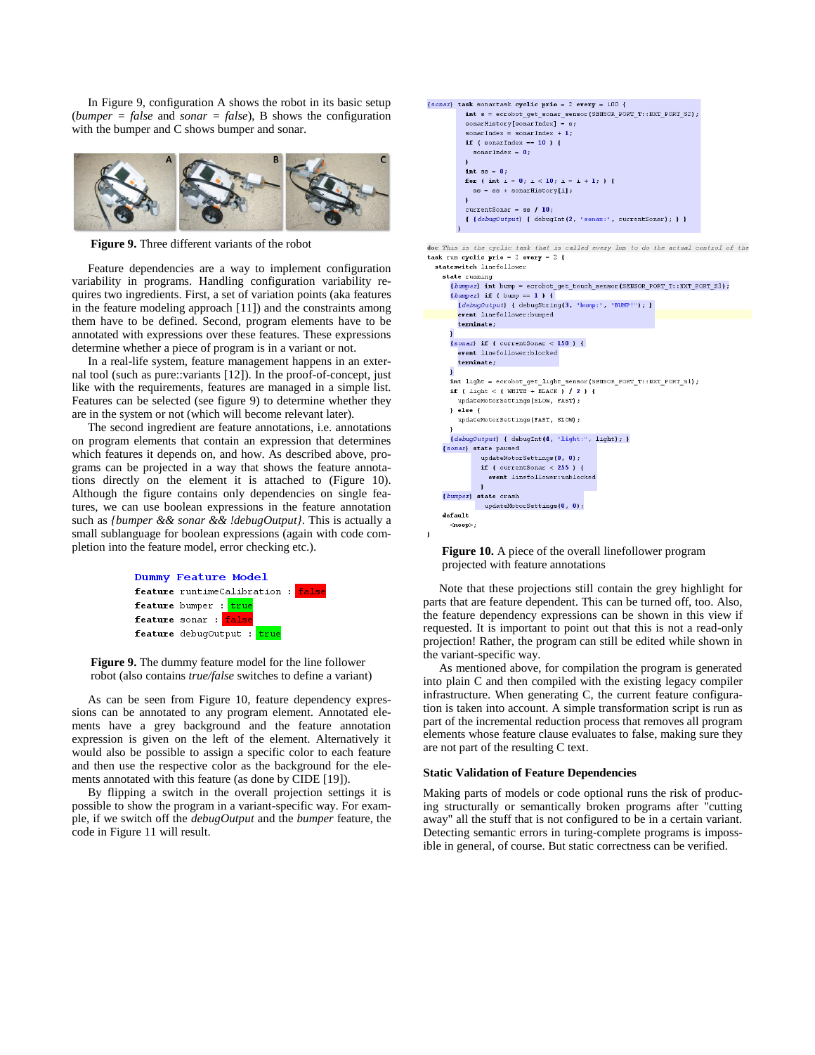In Figure 9, configuration A shows the robot in its basic setup (*bumper = false* and *sonar = false*), B shows the configuration with the bumper and C shows bumper and sonar.

**Figure 9.** Three different variants of the robot

Feature dependencies are a way to implement configuration variability in programs. Handling configuration variability requires two ingredients. First, a set of variation points (aka features in the feature modeling approach [11]) and the constraints among them have to be defined. Second, program elements have to be annotated with expressions over these features. These expressions determine whether a piece of program is in a variant or not.

In a real-life system, feature management happens in an external tool (such as pure::variants [12]). In the proof-of-concept, just like with the requirements, features are managed in a simple list. Features can be selected (see figure 9) to determine whether they are in the system or not (which will become relevant later).

The second ingredient are feature annotations, i.e. annotations on program elements that contain an expression that determines which features it depends on, and how. As described above, programs can be projected in a way that shows the feature annotations directly on the element it is attached to (Figure 10). Although the figure contains only dependencies on single features, we can use boolean expressions in the feature annotation such as *{bumper && sonar && !debugOutput}*. This is actually a small sublanguage for boolean expressions (again with code completion into the feature model, error checking etc.).

```
Dummy Feature Model
feature runtimeCalibration : false
feature bumper : true
feature sonar : false
feature debugOutput : true
```

**Figure 9.** The dummy feature model for the line follower robot (also contains *true/false* switches to define a variant)

As can be seen from Figure 10, feature dependency expressions can be annotated to any program element. Annotated elements have a grey background and the feature annotation expression is given on the left of the element. Alternatively it would also be possible to assign a specific color to each feature and then use the respective color as the background for the elements annotated with this feature (as done by CIDE [19]).

By flipping a switch in the overall projection settings it is possible to show the program in a variant-specific way. For example, if we switch off the *debugOutput* and the *bumper* feature, the code in Figure 11 will result.

```
{sonar} task sonartask cyclic prio = 2 every = 100 {
          int s = ecrobot_get_sonar_sensor(SENSOR_PORT_T::NXT_PORT_S2);
          sonarHistory[sonarIndex] = s;
          sonarIndex = sonarIndex + 1;
          if ( sonarIndex == 10 ) {
            sonarIndex = 0;
          }
          int ss = 0;
          for ( int i = 0; i < 10; i = i + 1; ) {
            ss = ss + sonarHistory[i];
          }
          currentSonar = ss / 10;
          { {debugOutput} { debugInt(2, 'sonar:', currentSonar); } }
        }

doc This is the cyclic task that is called every 1ms to do the actual control of the
task run cyclic prio = 2 every = 2 {
  stateswitch linefollower
    state running
      {bumper} int bump = ecrobot_get_touch_sensor(SENSOR_PORT_T::NXT_PORT_S3);
      {bumper} if ( bump == 1 ) {
        {debugOutput} { debugString(3, 'bump:', 'BUMP!'); }
        event linefollower:bumped
        terminate;
      }
      {sonar} if ( currentSonar < 150 ) {
        event linefollower:blocked
        terminate;
      }
      int light = ecrobot_get_light_sensor(SENSOR_PORT_T::NXT_PORT_S1);
      if ( light < ( WHITE + BLACK ) / 2 ) {
        updateMotorSettings(SLOW, FAST);
      } else {
        updateMotorSettings(FAST, SLOW);
      }
      {debugOutput} { debugInt(4, "light:", light); }
    {sonar} state paused
              updateMotorSettings(0, 0);
              if ( currentSonar < 255 ) {
                event linefollower:unblocked
              }
    {bumper} state crash
              updateMotorSettings(0, 0);
    default
      <noop>;
}
```

**Figure 10.** A piece of the overall linefollower program projected with feature annotations

Note that these projections still contain the grey highlight for parts that are feature dependent. This can be turned off, too. Also, the feature dependency expressions can be shown in this view if requested. It is important to point out that this is not a read-only projection! Rather, the program can still be edited while shown in the variant-specific way.

As mentioned above, for compilation the program is generated into plain C and then compiled with the existing legacy compiler infrastructure. When generating C, the current feature configuration is taken into account. A simple transformation script is run as part of the incremental reduction process that removes all program elements whose feature clause evaluates to false, making sure they are not part of the resulting C text.

### Static Validation of Feature Dependencies

Making parts of models or code optional runs the risk of producing structurally or semantically broken programs after "cutting away" all the stuff that is not configured to be in a certain variant. Detecting semantic errors in turing-complete programs is impossible in general, of course. But static correctness can be verified.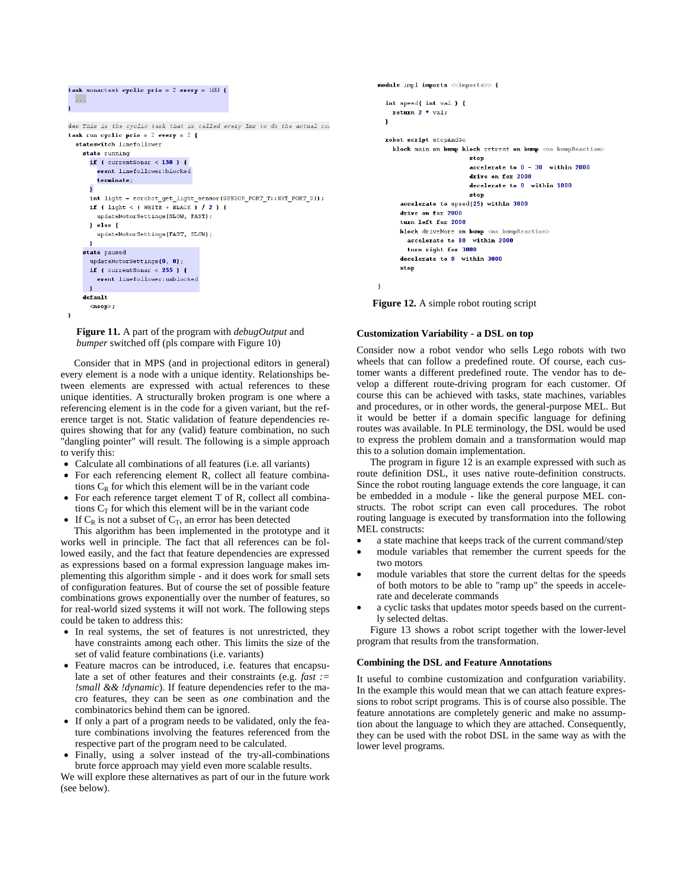```
task sonartask cyclic prio = 2 every = 100 {
  ...
}

doc This is the cyclic task that is called every 1ms to do the actual co
task run cyclic prio = 2 every = 2 {
  stateswitch linefollower
    state running
      if ( currentSonar < 150 ) {
        event linefollower:blocked
        terminate;
      }
      int light = ecrobot_get_light_sensor(SENSOR_PORT_T::NXT_PORT_S1);
      if ( light < ( WHITE + BLACK ) / 2 ) {
        updateMotorSettings(SLOW, FAST);
      } else {
        updateMotorSettings(FAST, SLOW);
      }
    state paused
      updateMotorSettings(0, 0);
      if ( currentSonar < 255 ) {
        event linefollower:unblocked
      }
    default
      <noop>;
}
```

**Figure 11.** A part of the program with *debugOutput* and *bumper* switched off (pls compare with Figure 10)

Consider that in MPS (and in projectional editors in general) every element is a node with a unique identity. Relationships between elements are expressed with actual references to these unique identities. A structurally broken program is one where a referencing element is in the code for a given variant, but the reference target is not. Static validation of feature dependencies requires showing that for any (valid) feature combination, no such "dangling pointer" will result. The following is a simple approach to verify this:

- Calculate all combinations of all features (i.e. all variants)
- For each referencing element R, collect all feature combinations $C_R$ for which this element will be in the variant code
- For each reference target element T of R, collect all combinations $C_T$ for which this element will be in the variant code
- If $C_R$ is not a subset of $C_T$, an error has been detected

This algorithm has been implemented in the prototype and it works well in principle. The fact that all references can be followed easily, and the fact that feature dependencies are expressed as expressions based on a formal expression language makes implementing this algorithm simple - and it does work for small sets of configuration features. But of course the set of possible feature combinations grows exponentially over the number of features, so for real-world sized systems it will not work. The following steps could be taken to address this:

- In real systems, the set of features is not unrestricted, they have constraints among each other. This limits the size of the set of valid feature combinations (i.e. variants)
- Feature macros can be introduced, i.e. features that encapsulate a set of other features and their constraints (e.g. *fast := !small && !dynamic*). If feature dependencies refer to the macro features, they can be seen as *one* combination and the combinatorics behind them can be ignored.
- If only a part of a program needs to be validated, only the feature combinations involving the features referenced from the respective part of the program need to be calculated.
- Finally, using a solver instead of the try-all-combinations brute force approach may yield even more scalable results.

We will explore these alternatives as part of our in the future work (see below).

```
module impl imports <<imports>> {

  int speed( int val ) {
    return 2 * val;
  }

  robot script stopAndGo
    block main on bump block retreat on bump <no bumpReaction>
                          stop
                          accelerate to 0 - 30  within 2000
                          drive on for 2000
                          decelerate to 0  within 1000
                          stop
      accelerate to speed(25) within 3000
      drive on for 2000
      turn left for 2000
      block driveMore on bump <no bumpReaction>
        accelerate to 80  within 2000
        turn right for 3000
      decelerate to 0  within 3000
      stop

}
```

**Figure 12.** A simple robot routing script

### Customization Variability - a DSL on top

Consider now a robot vendor who sells Lego robots with two wheels that can follow a predefined route. Of course, each customer wants a different predefined route. The vendor has to develop a different route-driving program for each customer. Of course this can be achieved with tasks, state machines, variables and procedures, or in other words, the general-purpose MEL. But it would be better if a domain specific language for defining routes was available. In PLE terminology, the DSL would be used to express the problem domain and a transformation would map this to a solution domain implementation.

The program in figure 12 is an example expressed with such as route definition DSL, it uses native route-definition constructs. Since the robot routing language extends the core language, it can be embedded in a module - like the general purpose MEL constructs. The robot script can even call procedures. The robot routing language is executed by transformation into the following MEL constructs:

- a state machine that keeps track of the current command/step
- module variables that remember the current speeds for the two motors
- module variables that store the current deltas for the speeds of both motors to be able to "ramp up" the speeds in accelerate and decelerate commands
- a cyclic tasks that updates motor speeds based on the currently selected deltas.

Figure 13 shows a robot script together with the lower-level program that results from the transformation.

### Combining the DSL and Feature Annotations

It useful to combine customization and confguration variability. In the example this would mean that we can attach feature expressions to robot script programs. This is of course also possible. The feature annotations are completely generic and make no assumption about the language to which they are attached. Consequently, they can be used with the robot DSL in the same way as with the lower level programs.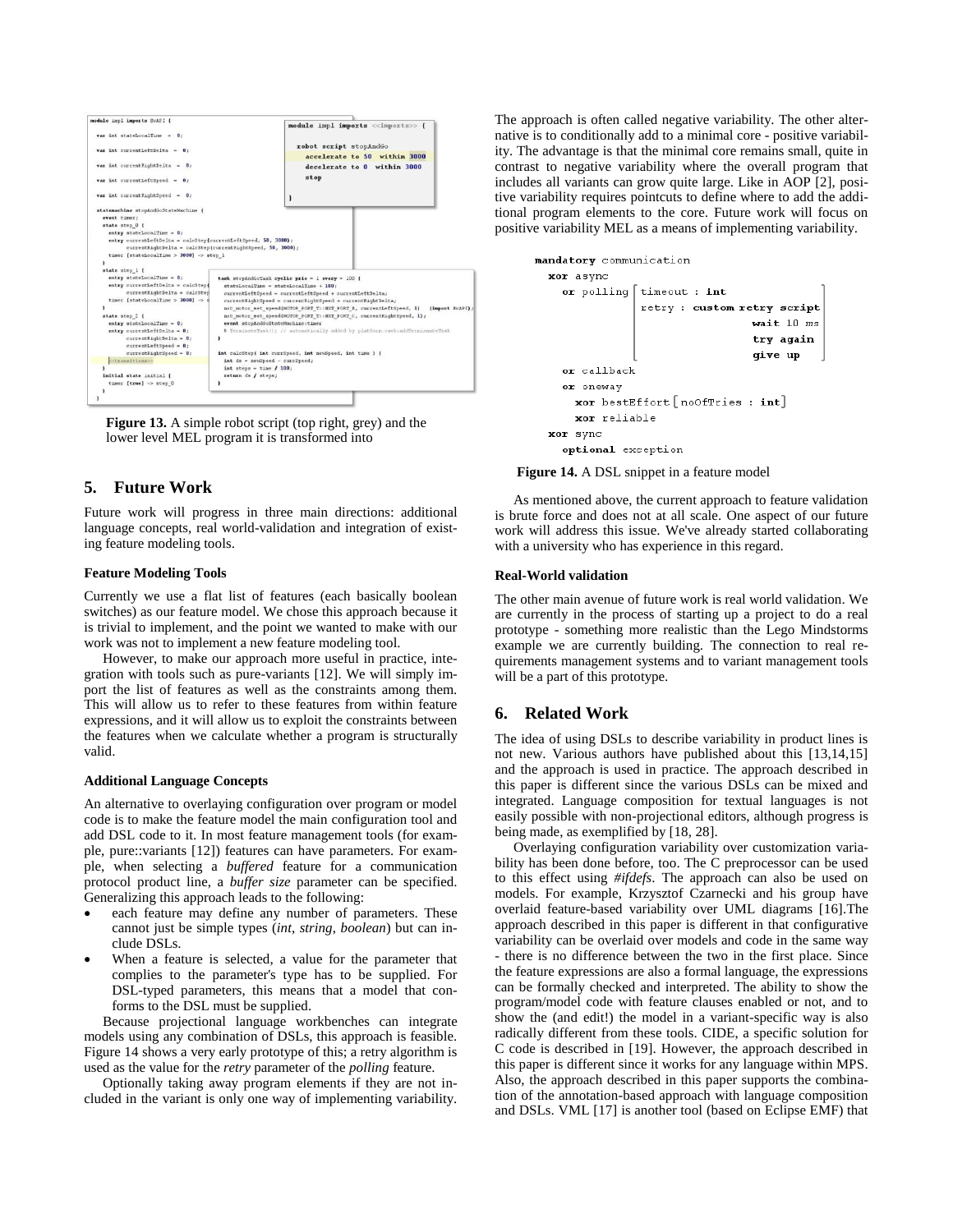**Figure 13.** A simple robot script (top right, grey) and the lower level MEL program it is transformed into

## 5. Future Work

Future work will progress in three main directions: additional language concepts, real world-validation and integration of existing feature modeling tools.

### Feature Modeling Tools

Currently we use a flat list of features (each basically boolean switches) as our feature model. We chose this approach because it is trivial to implement, and the point we wanted to make with our work was not to implement a new feature modeling tool.

However, to make our approach more useful in practice, integration with tools such as pure-variants [12]. We will simply import the list of features as well as the constraints among them. This will allow us to refer to these features from within feature expressions, and it will allow us to exploit the constraints between the features when we calculate whether a program is structurally valid.

### Additional Language Concepts

An alternative to overlaying configuration over program or model code is to make the feature model the main configuration tool and add DSL code to it. In most feature management tools (for example, pure::variants [12]) features can have parameters. For example, when selecting a *buffered* feature for a communication protocol product line, a *buffer size* parameter can be specified. Generalizing this approach leads to the following:

- each feature may define any number of parameters. These cannot just be simple types (*int*, *string*, *boolean*) but can include DSLs.
- When a feature is selected, a value for the parameter that complies to the parameter's type has to be supplied. For DSL-typed parameters, this means that a model that conforms to the DSL must be supplied.

Because projectional language workbenches can integrate models using any combination of DSLs, this approach is feasible. Figure 14 shows a very early prototype of this; a retry algorithm is used as the value for the *retry* parameter of the *polling* feature.

Optionally taking away program elements if they are not included in the variant is only one way of implementing variability. The approach is often called negative variability. The other alternative is to conditionally add to a minimal core - positive variability. The advantage is that the minimal core remains small, quite in contrast to negative variability where the overall program that includes all variants can grow quite large. Like in AOP [2], positive variability requires pointcuts to define where to add the additional program elements to the core. Future work will focus on positive variability MEL as a means of implementing variability.

```
mandatory communication
  xor async
    or polling [ timeout : int
                 retry : custom retry script
                                wait 10 ms
                                try again
                                give up ]
    or callback
    or oneway
      xor bestEffort [ noOfTries : int ]
      xor reliable
  xor sync
    optional exception
```

**Figure 14.** A DSL snippet in a feature model

As mentioned above, the current approach to feature validation is brute force and does not at all scale. One aspect of our future work will address this issue. We've already started collaborating with a university who has experience in this regard.

### Real-World validation

The other main avenue of future work is real world validation. We are currently in the process of starting up a project to do a real prototype - something more realistic than the Lego Mindstorms example we are currently building. The connection to real requirements management systems and to variant management tools will be a part of this prototype.

## 6. Related Work

The idea of using DSLs to describe variability in product lines is not new. Various authors have published about this [13,14,15] and the approach is used in practice. The approach described in this paper is different since the various DSLs can be mixed and integrated. Language composition for textual languages is not easily possible with non-projectional editors, although progress is being made, as exemplified by [18, 28].

Overlaying configuration variability over customization variability has been done before, too. The C preprocessor can be used to this effect using *#ifdefs*. The approach can also be used on models. For example, Krzysztof Czarnecki and his group have overlaid feature-based variability over UML diagrams [16].The approach described in this paper is different in that configurative variability can be overlaid over models and code in the same way - there is no difference between the two in the first place. Since the feature expressions are also a formal language, the expressions can be formally checked and interpreted. The ability to show the program/model code with feature clauses enabled or not, and to show the (and edit!) the model in a variant-specific way is also radically different from these tools. CIDE, a specific solution for C code is described in [19]. However, the approach described in this paper is different since it works for any language within MPS. Also, the approach described in this paper supports the combination of the annotation-based approach with language composition and DSLs. VML [17] is another tool (based on Eclipse EMF) that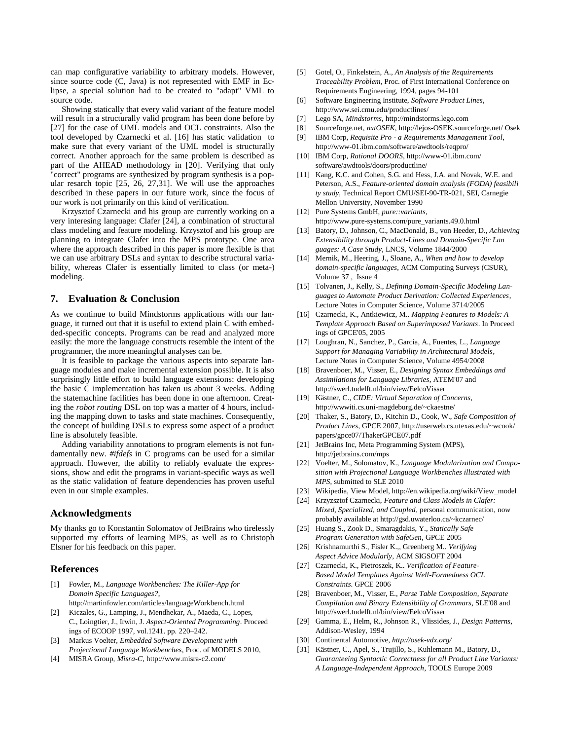can map configurative variability to arbitrary models. However, since source code (C, Java) is not represented with EMF in Eclipse, a special solution had to be created to "adapt" VML to source code.

Showing statically that every valid variant of the feature model will result in a structurally valid program has been done before by [27] for the case of UML models and OCL constraints. Also the tool developed by Czarnecki et al. [16] has static validation to make sure that every variant of the UML model is structurally correct. Another approach for the same problem is described as part of the AHEAD methodology in [20]. Verifying that only "correct" programs are synthesized by program synthesis is a popular resarch topic [25, 26, 27,31]. We will use the approaches described in these papers in our future work, since the focus of our work is not primarily on this kind of verification.

Krzysztof Czarnecki and his group are currently working on a very interesing language: Clafer [24], a combination of structural class modeling and feature modeling. Krzysztof and his group are planning to integrate Clafer into the MPS prototype. One area where the approach described in this paper is more flexible is that we can use arbitrary DSLs and syntax to describe structural variability, whereas Clafer is essentially limited to class (or meta-) modeling.

## 7. Evaluation & Conclusion

As we continue to build Mindstorms applications with our language, it turned out that it is useful to extend plain C with embedded-specific concepts. Programs can be read and analyzed more easily: the more the language constructs resemble the intent of the programmer, the more meaningful analyses can be.

It is feasible to package the various aspects into separate language modules and make incremental extension possible. It is also surprisingly little effort to build language extensions: developing the basic C implementation has taken us about 3 weeks. Adding the statemachine facilities has been done in one afternoon. Creating the *robot routing* DSL on top was a matter of 4 hours, including the mapping down to tasks and state machines. Consequently, the concept of building DSLs to express some aspect of a product line is absolutely feasible.

Adding variability annotations to program elements is not fundamentally new. *#ifdefs* in C programs can be used for a similar approach. However, the ability to reliably evaluate the expressions, show and edit the programs in variant-specific ways as well as the static validation of feature dependencies has proven useful even in our simple examples.

## Acknowledgments

My thanks go to Konstantin Solomatov of JetBrains who tirelessly supported my efforts of learning MPS, as well as to Christoph Elsner for his feedback on this paper.

## References

[1] Fowler, M., *Language Workbenches: The Killer-App for Domain Specific Languages?*, http://martinfowler.com/articles/languageWorkbench.html

[2] Kiczales, G., Lamping, J., Mendhekar, A., Maeda, C., Lopes, C., Loingtier, J., Irwin, J. *Aspect-Oriented Programming*. Proceedings of ECOOP 1997, vol.1241. pp. 220–242.

[3] Markus Voelter, *Embedded Software Development with Projectional Language Workbenches*, Proc. of MODELS 2010,

[4] MISRA Group, *Misra-C*, http://www.misra-c2.com/

[5] Gotel, O., Finkelstein, A., *An Analysis of the Requirements Traceability Problem*, Proc. of First International Conference on Requirements Engineering, 1994, pages 94-101

[6] Software Engineering Institute, *Software Product Lines*, http://www.sei.cmu.edu/productlines/

[7] Lego SA, *Mindstorms*, http://mindstorms.lego.com

[8] Sourceforge.net, *nxtOSEK*, http://lejos-OSEK.sourceforge.net/ Osek

[9] IBM Corp, *Requisite Pro - a Requirements Management Tool*, http://www-01.ibm.com/software/awdtools/reqpro/

[10] IBM Corp, *Rational DOORS*, http://www-01.ibm.com/ software/awdtools/doors/productline/

[11] Kang, K.C. and Cohen, S.G. and Hess, J.A. and Novak, W.E. and Peterson, A.S., *Feature-oriented domain analysis (FODA) feasibility study*, Technical Report CMU/SEI-90-TR-021, SEI, Carnegie Mellon University, November 1990

[12] Pure Systems GmbH, *pure::variants*, http://www.pure-systems.com/pure_variants.49.0.html

[13] Batory, D., Johnson, C., MacDonald, B., von Heeder, D., *Achieving Extensibility through Product-Lines and Domain-Specific Languages: A Case Study*, LNCS, Volume 1844/2000

[14] Mernik, M., Heering, J., Sloane, A., *When and how to develop domain-specific languages*, ACM Computing Surveys (CSUR), Volume 37 , Issue 4

[15] Tolvanen, J., Kelly, S., *Defining Domain-Specific Modeling Languages to Automate Product Derivation: Collected Experiences*, Lecture Notes in Computer Science, Volume 3714/2005

[16] Czarnecki, K., Antkiewicz, M.. *Mapping Features to Models: A Template Approach Based on Superimposed Variants*. In Proceedings of GPCE'05, 2005

[17] Loughran, N., Sanchez, P., Garcia, A., Fuentes, L., *Language Support for Managing Variability in Architectural Models*, Lecture Notes in Computer Science, Volume 4954/2008

[18] Bravenboer, M., Visser, E., *Designing Syntax Embeddings and Assimilations for Language Libraries*, ATEM'07 and http://swerl.tudelft.nl/bin/view/EelcoVisser

[19] Kästner, C., *CIDE: Virtual Separation of Concerns*, http://wwwiti.cs.uni-magdeburg.de/~ckaestne/

[20] Thaker, S., Batory, D., Kitchin D., Cook, W., *Safe Composition of Product Lines*, GPCE 2007, http://userweb.cs.utexas.edu/~wcook/ papers/gpce07/ThakerGPCE07.pdf

[21] JetBrains Inc, Meta Programming System (MPS), http://jetbrains.com/mps

[22] Voelter, M., Solomatov, K., *Language Modularization and Composition with Projectional Language Workbenches illustrated with MPS*, submitted to SLE 2010

[23] Wikipedia, View Model, http://en.wikipedia.org/wiki/View_model

[24] Krzyzsztof Czarnecki, *Feature and Class Models in Clafer: Mixed, Specialized, and Coupled*, personal communication, now probably available at http://gsd.uwaterloo.ca/~kczarnec/

[25] Huang S., Zook D., Smaragdakis, Y., *Statically Safe Program Generation with SafeGen*, GPCE 2005

[26] Krishnamurthi S., Fisler K.,, Greenberg M.. *Verifying Aspect Advice Modularly*, ACM SIGSOFT 2004

[27] Czarnecki, K., Pietroszek, K.. *Verification of Feature-Based Model Templates Against Well-Formedness OCL Constraints*. GPCE 2006

[28] Bravenboer, M., Visser, E., *Parse Table Composition, Separate Compilation and Binary Extensibility of Grammars*, SLE'08 and http://swerl.tudelft.nl/bin/view/EelcoVisser

[29] Gamma, E., Helm, R., Johnson R., Vlissides, J., *Design Patterns*, Addison-Wesley, 1994

[30] Continental Automotive, *http://osek-vdx.org/*

[31] Kästner, C., Apel, S., Trujillo, S., Kuhlemann M., Batory, D., *Guaranteeing Syntactic Correctness for all Product Line Variants: A Language-Independent Approach*, TOOLS Europe 2009